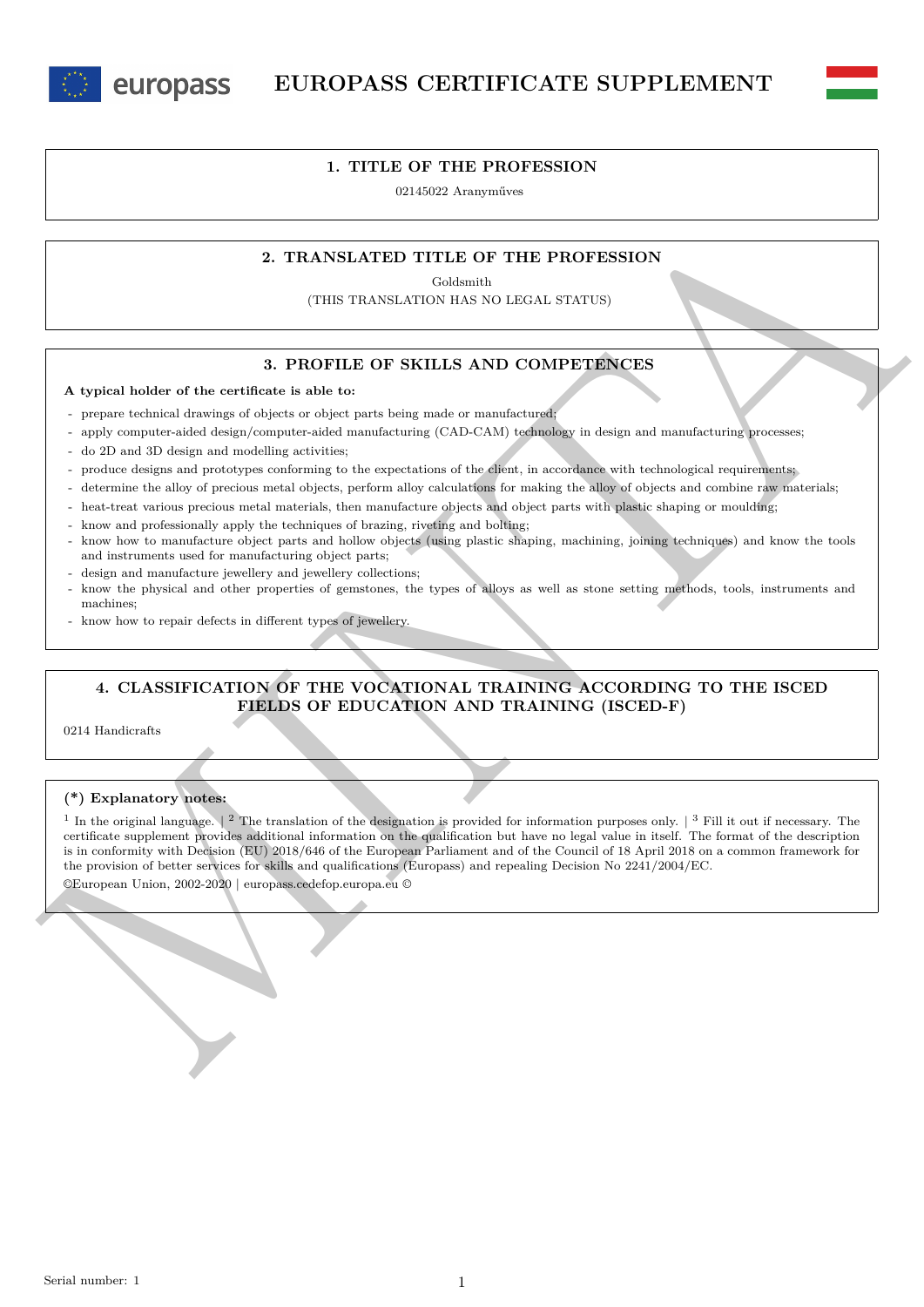# EUROPASS CERTIFICATE SUPPLEMENT

## 1. TITLE OF THE PROFESSION

02145022 Aranyműves

## 2. TRANSLATED TITLE OF THE PROFESSION

Goldsmith

(THIS TRANSLATION HAS NO LEGAL STATUS)

## 3. PROFILE OF SKILLS AND COMPETENCES

**A typical holder of the certificate is able to:**

- prepare technical drawings of objects or object parts being made or manufactured;
- apply computer-aided design/computer-aided manufacturing (CAD-CAM) technology in design and manufacturing processes;
- do 2D and 3D design and modelling activities;
- produce designs and prototypes conforming to the expectations of the client, in accordance with technological requirements;
- determine the alloy of precious metal objects, perform alloy calculations for making the alloy of objects and combine raw materials;
- heat-treat various precious metal materials, then manufacture objects and object parts with plastic shaping or moulding;
- know and professionally apply the techniques of brazing, riveting and bolting;
- know how to manufacture object parts and hollow objects (using plastic shaping, machining, joining techniques) and know the tools and instruments used for manufacturing object parts;
- design and manufacture jewellery and jewellery collections;
- know the physical and other properties of gemstones, the types of alloys as well as stone setting methods, tools, instruments and machines;
- know how to repair defects in different types of jewellery.

## 4. CLASSIFICATION OF THE VOCATIONAL TRAINING ACCORDING TO THE ISCED FIELDS OF EDUCATION AND TRAINING (ISCED-F)

0214 Handicrafts

**(*) Explanatory notes:**

[1] In the original language. | [2] The translation of the designation is provided for information purposes only. | [3] Fill it out if necessary. The certificate supplement provides additional information on the qualification but have no legal value in itself. The format of the description is in conformity with Decision (EU) 2018/646 of the European Parliament and of the Council of 18 April 2018 on a common framework for the provision of better services for skills and qualifications (Europass) and repealing Decision No 2241/2004/EC.

©European Union, 2002-2020 | europass.cedefop.europa.eu ©

Serial number: 1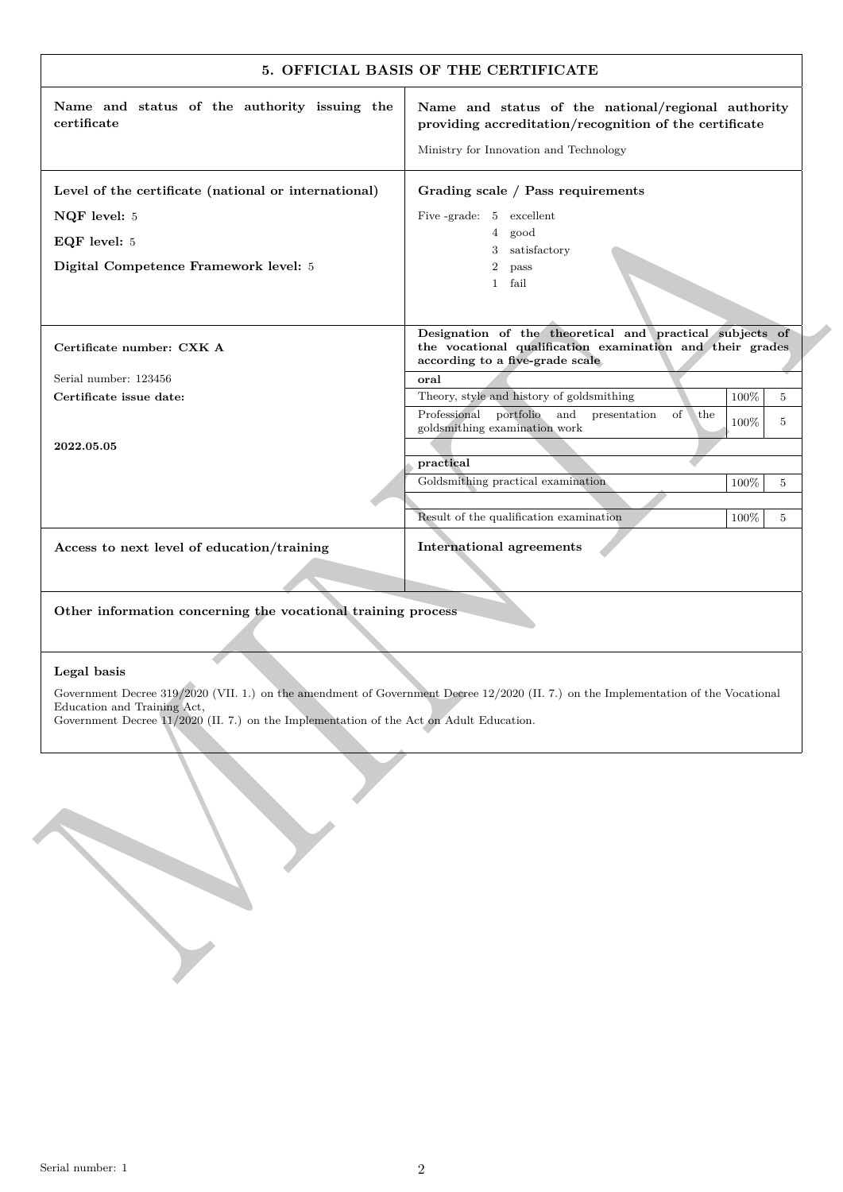## 5. OFFICIAL BASIS OF THE CERTIFICATE

| **Name and status of the authority issuing the certificate** | **Name and status of the national/regional authority providing accreditation/recognition of the certificate** |
|---|---|
| | Ministry for Innovation and Technology |

| **Level of the certificate (national or international)** | **Grading scale / Pass requirements** |
|---|---|
| **NQF level:** 5 | Five -grade: 5 excellent |
| **EQF level:** 5 | 4 good |
| **Digital Competence Framework level:** 5 | 3 satisfactory |
| | 2 pass |
| | 1 fail |

**Certificate number: CXK A**

Serial number: 123456

**Certificate issue date:**

**2022.05.05**

**Designation of the theoretical and practical subjects of the vocational qualification examination and their grades according to a five-grade scale**

| | | |
|---|---|---|
| **oral** | | |
| Theory, style and history of goldsmithing | 100% | 5 |
| Professional portfolio and presentation of the goldsmithing examination work | 100% | 5 |
| **practical** | | |
| Goldsmithing practical examination | 100% | 5 |
| Result of the qualification examination | 100% | 5 |

| **Access to next level of education/training** | **International agreements** |
|---|---|
| | |

**Other information concerning the vocational training process**

**Legal basis**

Government Decree 319/2020 (VII. 1.) on the amendment of Government Decree 12/2020 (II. 7.) on the Implementation of the Vocational Education and Training Act,
Government Decree 11/2020 (II. 7.) on the Implementation of the Act on Adult Education.

Serial number: 1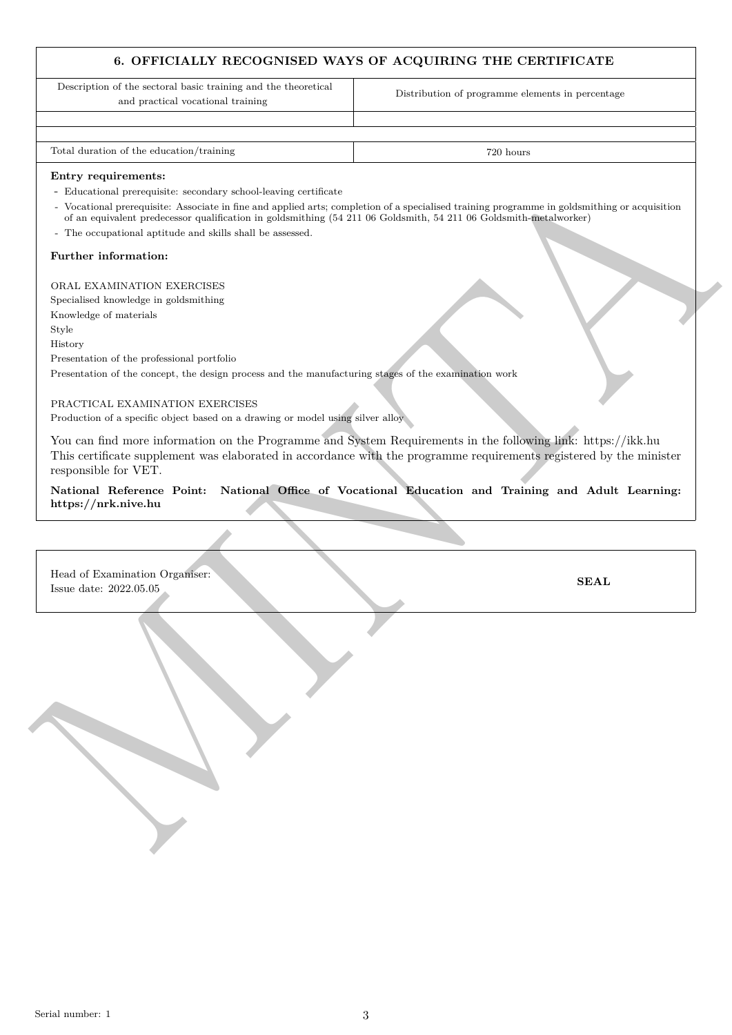## 6. OFFICIALLY RECOGNISED WAYS OF ACQUIRING THE CERTIFICATE

| Description of the sectoral basic training and the theoretical and practical vocational training | Distribution of programme elements in percentage |
|---|---|
| | |
| | |
| Total duration of the education/training | 720 hours |

**Entry requirements:**

- Educational prerequisite: secondary school-leaving certificate
- Vocational prerequisite: Associate in fine and applied arts; completion of a specialised training programme in goldsmithing or acquisition of an equivalent predecessor qualification in goldsmithing (54 211 06 Goldsmith, 54 211 06 Goldsmith-metalworker)
- The occupational aptitude and skills shall be assessed.

**Further information:**

ORAL EXAMINATION EXERCISES
Specialised knowledge in goldsmithing
Knowledge of materials
Style
History
Presentation of the professional portfolio
Presentation of the concept, the design process and the manufacturing stages of the examination work

PRACTICAL EXAMINATION EXERCISES
Production of a specific object based on a drawing or model using silver alloy

You can find more information on the Programme and System Requirements in the following link: https://ikk.hu
This certificate supplement was elaborated in accordance with the programme requirements registered by the minister responsible for VET.

**National Reference Point: National Office of Vocational Education and Training and Adult Learning: https://nrk.nive.hu**

Head of Examination Organiser:
Issue date: 2022.05.05

**SEAL**

Serial number: 1